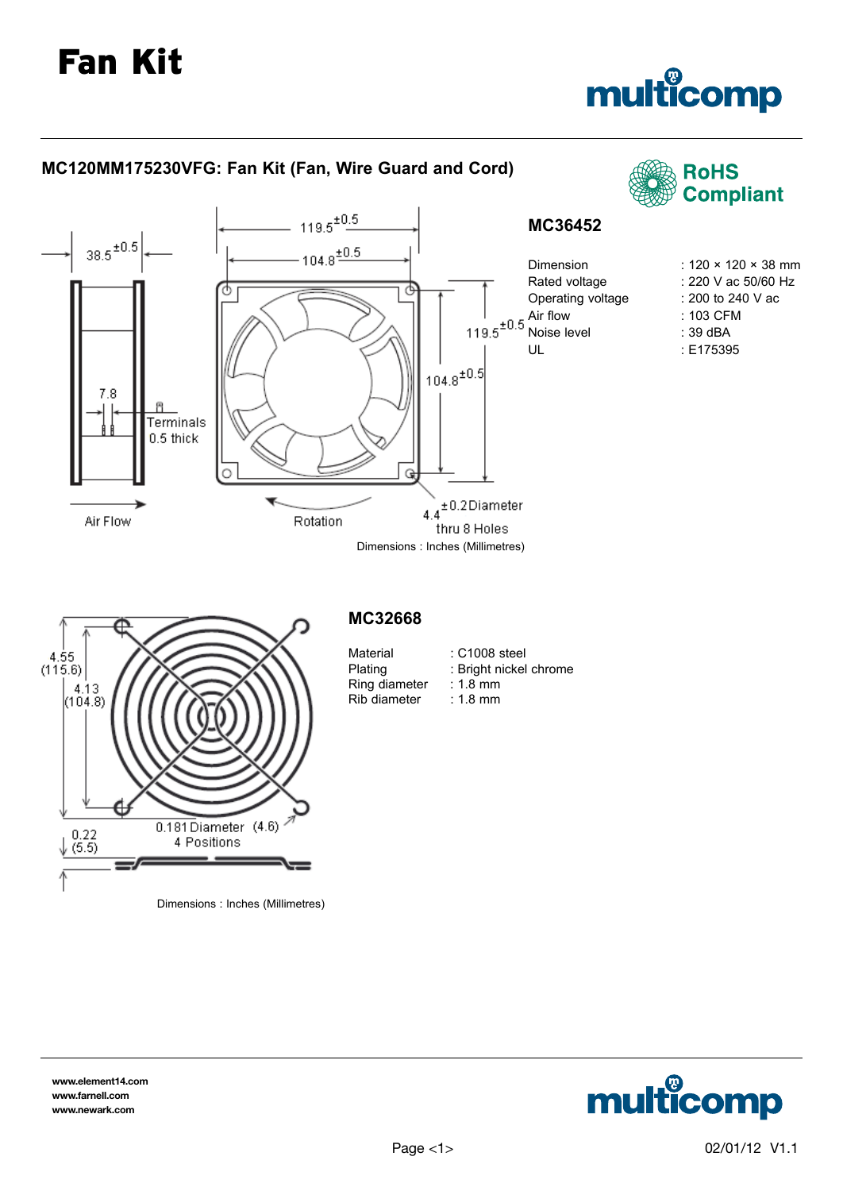# Fan Kit

## MC120MM175230VFG: Fan Kit (Fan, Wire Guard and Cord)

RoHS Compliant

Dimensions : Inches (Millimetres)

### MC36452

| | |
|---|---|
| Dimension | : 120 × 120 × 38 mm |
| Rated voltage | : 220 V ac 50/60 Hz |
| Operating voltage | : 200 to 240 V ac |
| Air flow | : 103 CFM |
| Noise level | : 39 dBA |
| UL | : E175395 |

Dimensions : Inches (Millimetres)

### MC32668

| | |
|---|---|
| Material | : C1008 steel |
| Plating | : Bright nickel chrome |
| Ring diameter | : 1.8 mm |
| Rib diameter | : 1.8 mm |

www.element14.com
www.farnell.com
www.newark.com

02/01/12 V1.1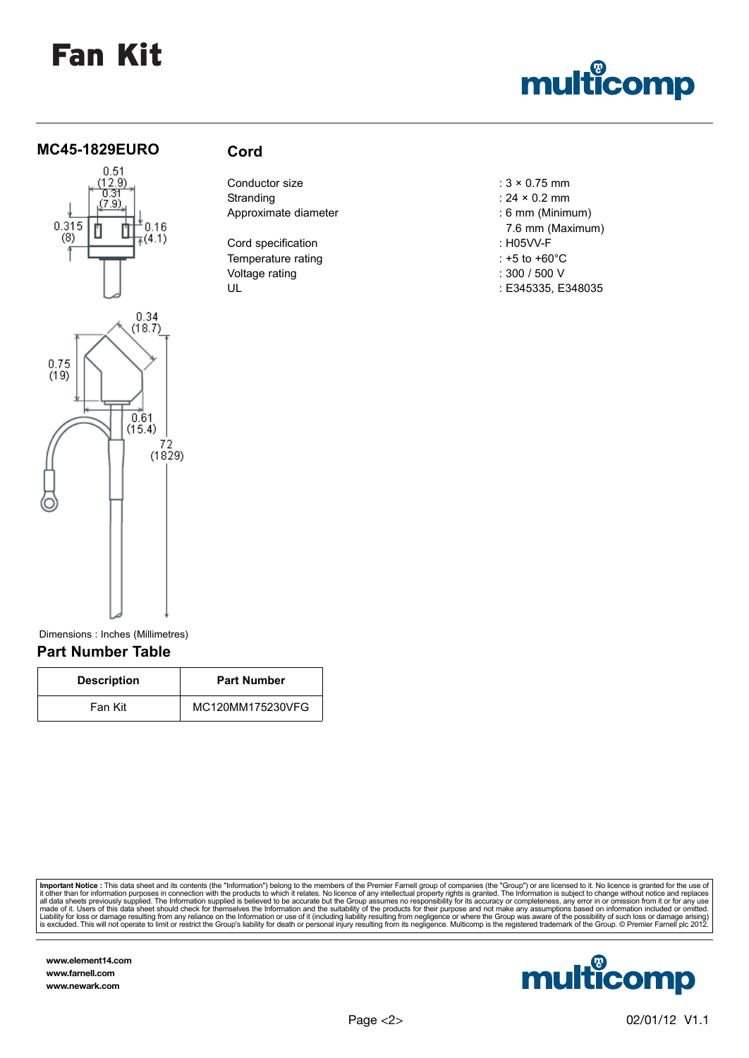# Fan Kit

## MC45-1829EURO

0.51
(12.9)
0.31
(7.9)
0.315
(8)
0.16
(4.1)
0.34
(18.7)
0.75
(19)
0.61
(15.4)
72
(1829)

Dimensions : Inches (Millimetres)

## Cord

| | |
|---|---|
| Conductor size | : 3 × 0.75 mm |
| Stranding | : 24 × 0.2 mm |
| Approximate diameter | : 6 mm (Minimum) 7.6 mm (Maximum) |
| Cord specification | : H05VV-F |
| Temperature rating | : +5 to +60°C |
| Voltage rating | : 300 / 500 V |
| UL | : E345335, E348035 |

## Part Number Table

| Description | Part Number |
|---|---|
| Fan Kit | MC120MM175230VFG |

**Important Notice :** This data sheet and its contents (the "Information") belong to the members of the Premier Farnell group of companies (the "Group") or are licensed to it. No licence is granted for the use of it other than for information purposes in connection with the products to which it relates. No licence of any intellectual property rights is granted. The Information is subject to change without notice and replaces all data sheets previously supplied. The Information supplied is believed to be accurate but the Group assumes no responsibility for its accuracy or completeness, any error in or omission from it or for any use made of it. Users of this data sheet should check for themselves the Information and the suitability of the products for their purpose and not make any assumptions based on information included or omitted. Liability for loss or damage resulting from any reliance on the Information or use of it (including liability resulting from negligence or where the Group was aware of the possibility of such loss or damage arising) is excluded. This will not operate to limit or restrict the Group's liability for death or personal injury resulting from its negligence. Multicomp is the registered trademark of the Group. © Premier Farnell plc 2012.

www.element14.com
www.farnell.com
www.newark.com

02/01/12 V1.1